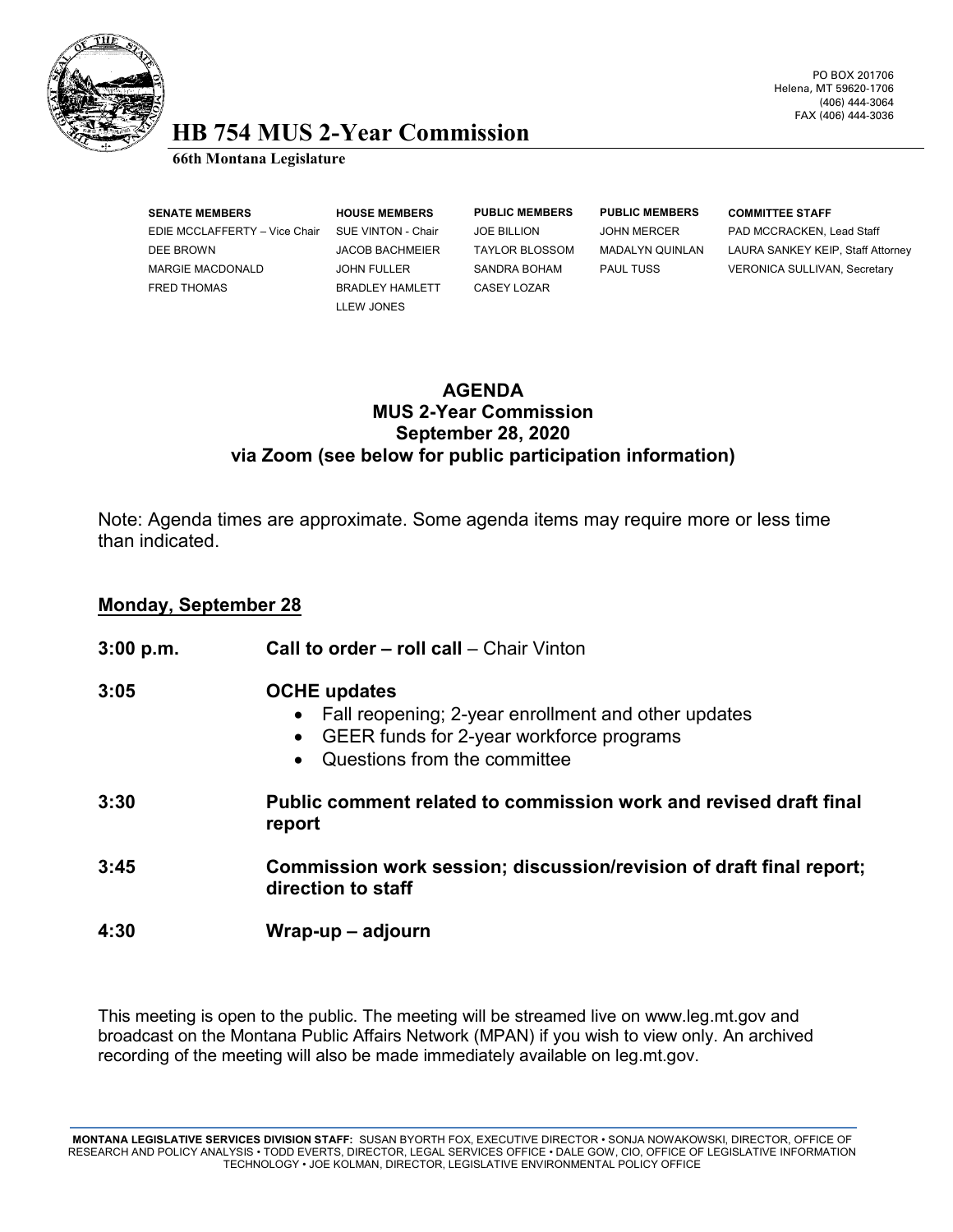PO BOX 201706
Helena, MT 59620-1706
(406) 444-3064
FAX (406) 444-3036

# HB 754 MUS 2-Year Commission

**66th Montana Legislature**

| SENATE MEMBERS | HOUSE MEMBERS | PUBLIC MEMBERS | PUBLIC MEMBERS | COMMITTEE STAFF |
|---|---|---|---|---|
| EDIE MCCLAFFERTY – Vice Chair | SUE VINTON - Chair | JOE BILLION | JOHN MERCER | PAD MCCRACKEN, Lead Staff |
| DEE BROWN | JACOB BACHMEIER | TAYLOR BLOSSOM | MADALYN QUINLAN | LAURA SANKEY KEIP, Staff Attorney |
| MARGIE MACDONALD | JOHN FULLER | SANDRA BOHAM | PAUL TUSS | VERONICA SULLIVAN, Secretary |
| FRED THOMAS | BRADLEY HAMLETT | CASEY LOZAR | | |
| | LLEW JONES | | | |

## AGENDA
## MUS 2-Year Commission
## September 28, 2020
## via Zoom (see below for public participation information)

Note: Agenda times are approximate. Some agenda items may require more or less time than indicated.

### Monday, September 28

**3:00 p.m.** **Call to order – roll call** – Chair Vinton

**3:05** **OCHE updates**

- Fall reopening; 2-year enrollment and other updates
- GEER funds for 2-year workforce programs
- Questions from the committee

**3:30** **Public comment related to commission work and revised draft final report**

**3:45** **Commission work session; discussion/revision of draft final report; direction to staff**

**4:30** **Wrap-up – adjourn**

This meeting is open to the public. The meeting will be streamed live on www.leg.mt.gov and broadcast on the Montana Public Affairs Network (MPAN) if you wish to view only. An archived recording of the meeting will also be made immediately available on leg.mt.gov.

**MONTANA LEGISLATIVE SERVICES DIVISION STAFF:** SUSAN BYORTH FOX, EXECUTIVE DIRECTOR • SONJA NOWAKOWSKI, DIRECTOR, OFFICE OF RESEARCH AND POLICY ANALYSIS • TODD EVERTS, DIRECTOR, LEGAL SERVICES OFFICE • DALE GOW, CIO, OFFICE OF LEGISLATIVE INFORMATION TECHNOLOGY • JOE KOLMAN, DIRECTOR, LEGISLATIVE ENVIRONMENTAL POLICY OFFICE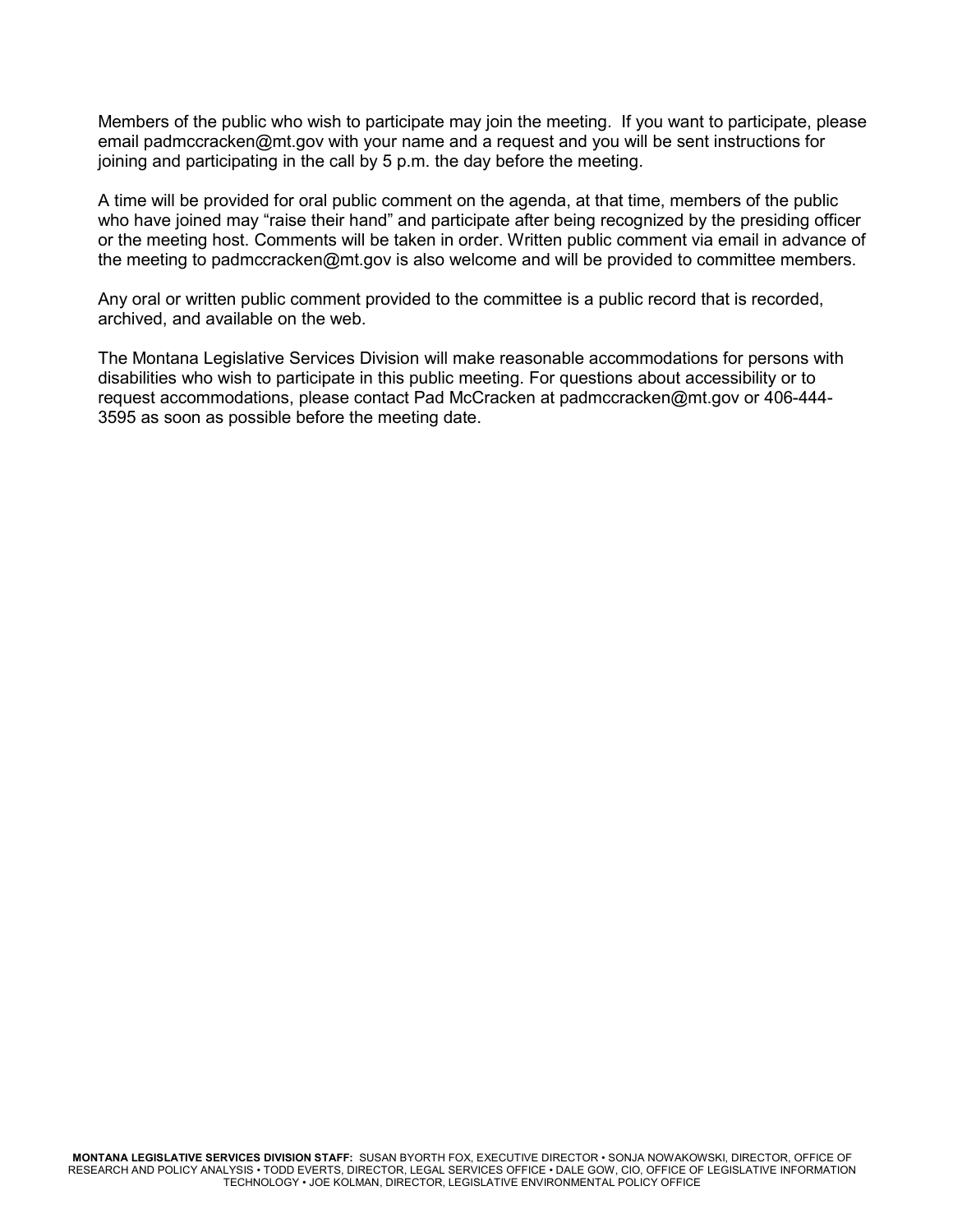Members of the public who wish to participate may join the meeting. If you want to participate, please email padmccracken@mt.gov with your name and a request and you will be sent instructions for joining and participating in the call by 5 p.m. the day before the meeting.

A time will be provided for oral public comment on the agenda, at that time, members of the public who have joined may "raise their hand" and participate after being recognized by the presiding officer or the meeting host. Comments will be taken in order. Written public comment via email in advance of the meeting to padmccracken@mt.gov is also welcome and will be provided to committee members.

Any oral or written public comment provided to the committee is a public record that is recorded, archived, and available on the web.

The Montana Legislative Services Division will make reasonable accommodations for persons with disabilities who wish to participate in this public meeting. For questions about accessibility or to request accommodations, please contact Pad McCracken at padmccracken@mt.gov or 406-444-3595 as soon as possible before the meeting date.

**MONTANA LEGISLATIVE SERVICES DIVISION STAFF:** SUSAN BYORTH FOX, EXECUTIVE DIRECTOR • SONJA NOWAKOWSKI, DIRECTOR, OFFICE OF RESEARCH AND POLICY ANALYSIS • TODD EVERTS, DIRECTOR, LEGAL SERVICES OFFICE • DALE GOW, CIO, OFFICE OF LEGISLATIVE INFORMATION TECHNOLOGY • JOE KOLMAN, DIRECTOR, LEGISLATIVE ENVIRONMENTAL POLICY OFFICE